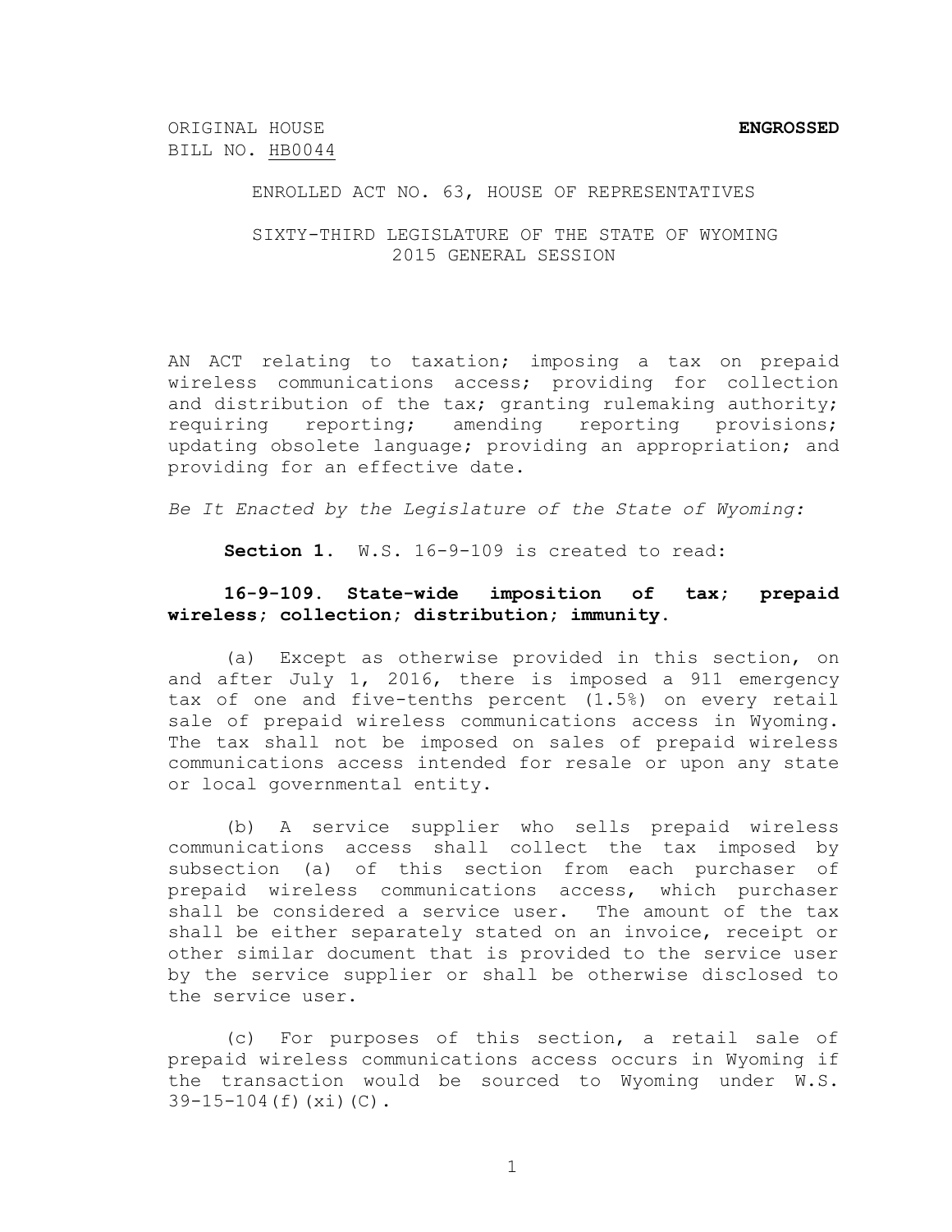ORIGINAL HOUSE BILL NO. HB0044 **ENGROSSED**

ENROLLED ACT NO. 63, HOUSE OF REPRESENTATIVES

SIXTY-THIRD LEGISLATURE OF THE STATE OF WYOMING
2015 GENERAL SESSION

AN ACT relating to taxation; imposing a tax on prepaid wireless communications access; providing for collection and distribution of the tax; granting rulemaking authority; requiring reporting; amending reporting provisions; updating obsolete language; providing an appropriation; and providing for an effective date.

*Be It Enacted by the Legislature of the State of Wyoming:*

**Section 1.** W.S. 16-9-109 is created to read:

**16-9-109. State-wide imposition of tax; prepaid wireless; collection; distribution; immunity.**

(a) Except as otherwise provided in this section, on and after July 1, 2016, there is imposed a 911 emergency tax of one and five-tenths percent (1.5%) on every retail sale of prepaid wireless communications access in Wyoming. The tax shall not be imposed on sales of prepaid wireless communications access intended for resale or upon any state or local governmental entity.

(b) A service supplier who sells prepaid wireless communications access shall collect the tax imposed by subsection (a) of this section from each purchaser of prepaid wireless communications access, which purchaser shall be considered a service user. The amount of the tax shall be either separately stated on an invoice, receipt or other similar document that is provided to the service user by the service supplier or shall be otherwise disclosed to the service user.

(c) For purposes of this section, a retail sale of prepaid wireless communications access occurs in Wyoming if the transaction would be sourced to Wyoming under W.S. 39-15-104(f)(xi)(C).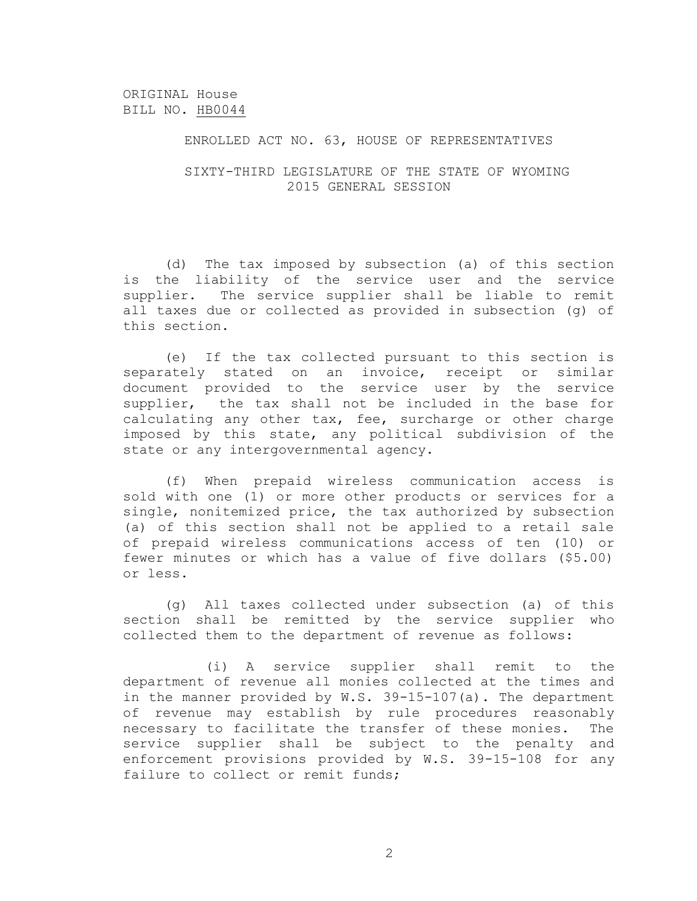ORIGINAL House
BILL NO. HB0044

ENROLLED ACT NO. 63, HOUSE OF REPRESENTATIVES

SIXTY-THIRD LEGISLATURE OF THE STATE OF WYOMING
2015 GENERAL SESSION

(d) The tax imposed by subsection (a) of this section is the liability of the service user and the service supplier. The service supplier shall be liable to remit all taxes due or collected as provided in subsection (g) of this section.

(e) If the tax collected pursuant to this section is separately stated on an invoice, receipt or similar document provided to the service user by the service supplier, the tax shall not be included in the base for calculating any other tax, fee, surcharge or other charge imposed by this state, any political subdivision of the state or any intergovernmental agency.

(f) When prepaid wireless communication access is sold with one (1) or more other products or services for a single, nonitemized price, the tax authorized by subsection (a) of this section shall not be applied to a retail sale of prepaid wireless communications access of ten (10) or fewer minutes or which has a value of five dollars ($5.00) or less.

(g) All taxes collected under subsection (a) of this section shall be remitted by the service supplier who collected them to the department of revenue as follows:

(i) A service supplier shall remit to the department of revenue all monies collected at the times and in the manner provided by W.S. 39-15-107(a). The department of revenue may establish by rule procedures reasonably necessary to facilitate the transfer of these monies. The service supplier shall be subject to the penalty and enforcement provisions provided by W.S. 39-15-108 for any failure to collect or remit funds;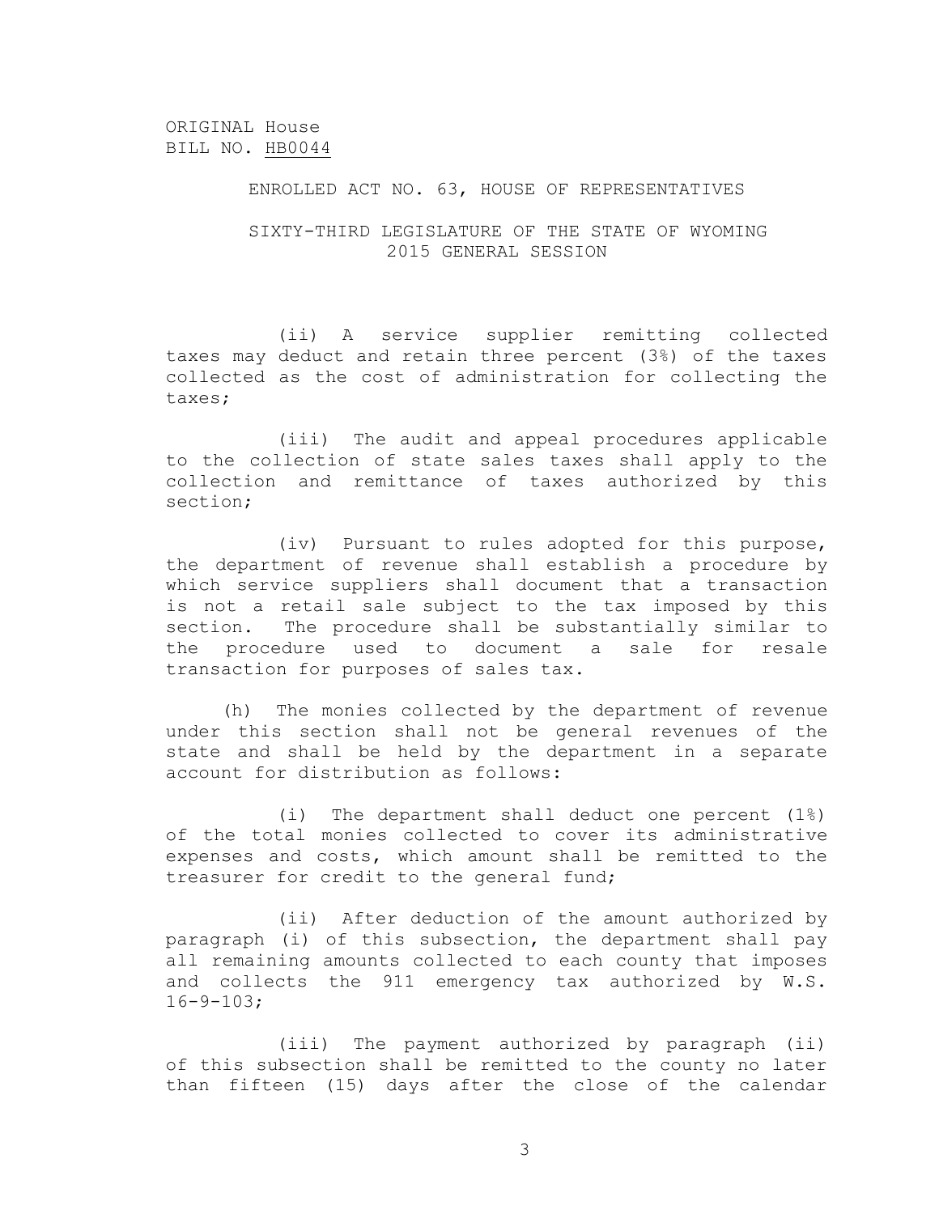ORIGINAL House
BILL NO. HB0044

ENROLLED ACT NO. 63, HOUSE OF REPRESENTATIVES

SIXTY-THIRD LEGISLATURE OF THE STATE OF WYOMING
2015 GENERAL SESSION

(ii) A service supplier remitting collected taxes may deduct and retain three percent (3%) of the taxes collected as the cost of administration for collecting the taxes;

(iii) The audit and appeal procedures applicable to the collection of state sales taxes shall apply to the collection and remittance of taxes authorized by this section;

(iv) Pursuant to rules adopted for this purpose, the department of revenue shall establish a procedure by which service suppliers shall document that a transaction is not a retail sale subject to the tax imposed by this section. The procedure shall be substantially similar to the procedure used to document a sale for resale transaction for purposes of sales tax.

(h) The monies collected by the department of revenue under this section shall not be general revenues of the state and shall be held by the department in a separate account for distribution as follows:

(i) The department shall deduct one percent (1%) of the total monies collected to cover its administrative expenses and costs, which amount shall be remitted to the treasurer for credit to the general fund;

(ii) After deduction of the amount authorized by paragraph (i) of this subsection, the department shall pay all remaining amounts collected to each county that imposes and collects the 911 emergency tax authorized by W.S. 16-9-103;

(iii) The payment authorized by paragraph (ii) of this subsection shall be remitted to the county no later than fifteen (15) days after the close of the calendar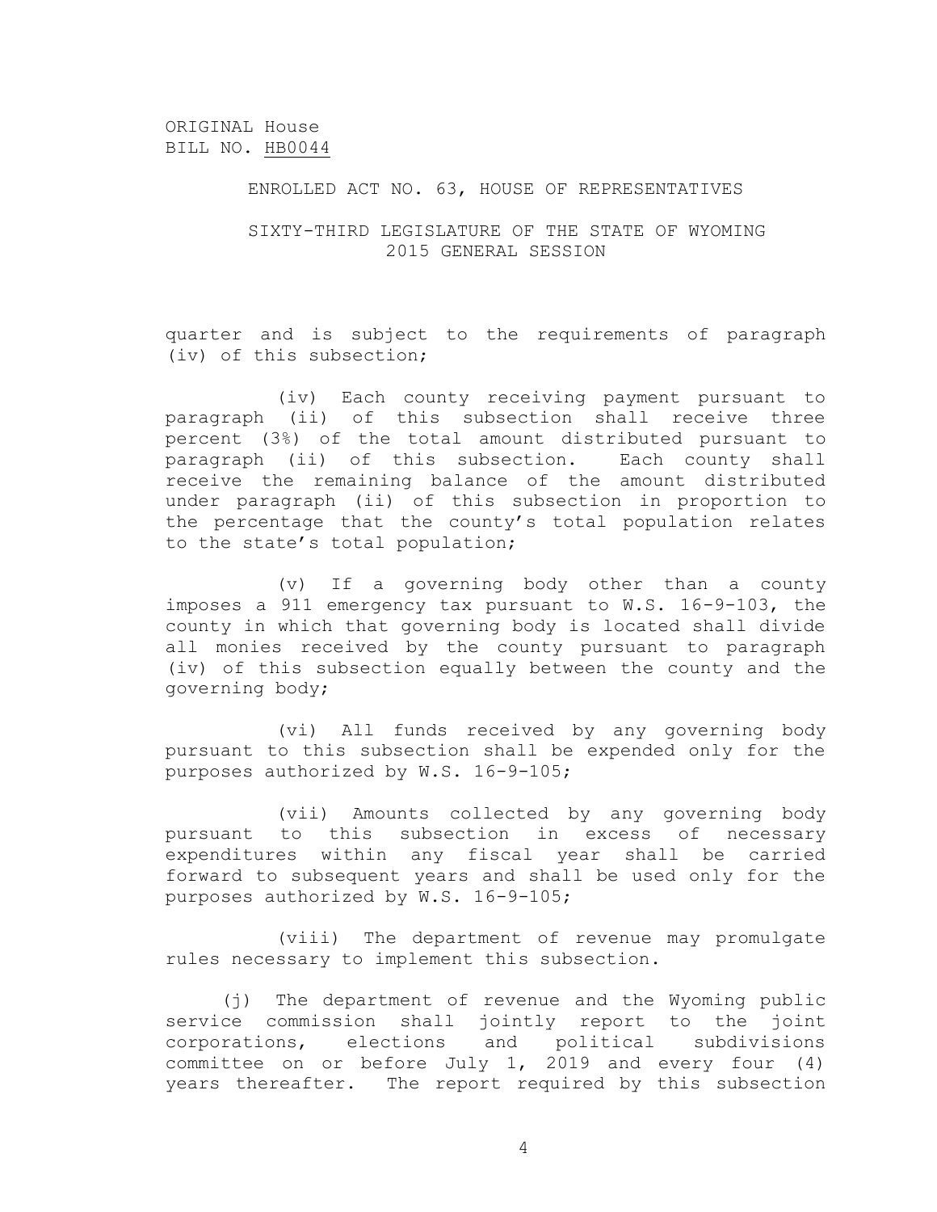quarter and is subject to the requirements of paragraph (iv) of this subsection;

(iv) Each county receiving payment pursuant to paragraph (ii) of this subsection shall receive three percent (3%) of the total amount distributed pursuant to paragraph (ii) of this subsection. Each county shall receive the remaining balance of the amount distributed under paragraph (ii) of this subsection in proportion to the percentage that the county's total population relates to the state's total population;

(v) If a governing body other than a county imposes a 911 emergency tax pursuant to W.S. 16-9-103, the county in which that governing body is located shall divide all monies received by the county pursuant to paragraph (iv) of this subsection equally between the county and the governing body;

(vi) All funds received by any governing body pursuant to this subsection shall be expended only for the purposes authorized by W.S. 16-9-105;

(vii) Amounts collected by any governing body pursuant to this subsection in excess of necessary expenditures within any fiscal year shall be carried forward to subsequent years and shall be used only for the purposes authorized by W.S. 16-9-105;

(viii) The department of revenue may promulgate rules necessary to implement this subsection.

(j) The department of revenue and the Wyoming public service commission shall jointly report to the joint corporations, elections and political subdivisions committee on or before July 1, 2019 and every four (4) years thereafter. The report required by this subsection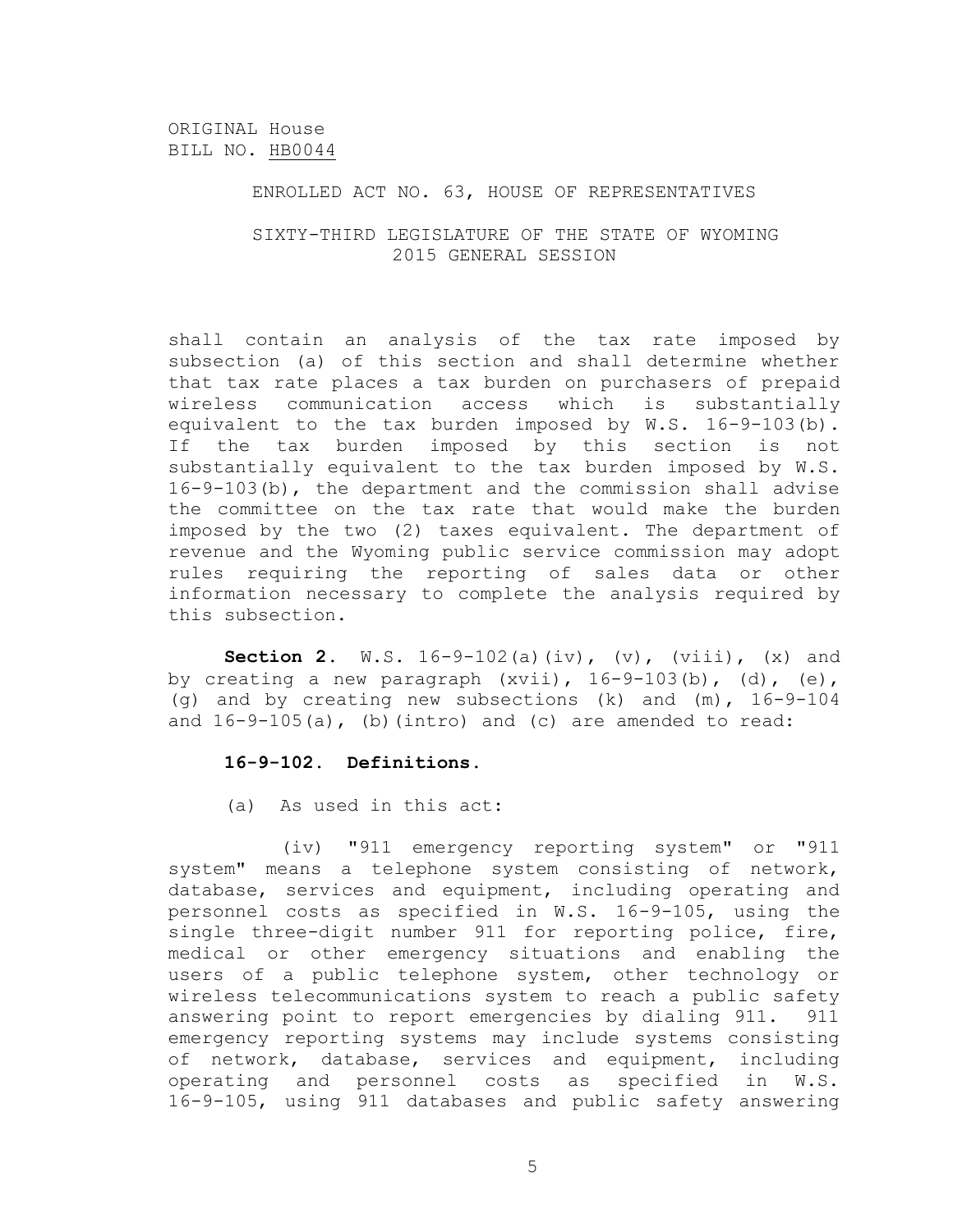ORIGINAL House
BILL NO. HB0044

ENROLLED ACT NO. 63, HOUSE OF REPRESENTATIVES

SIXTY-THIRD LEGISLATURE OF THE STATE OF WYOMING
2015 GENERAL SESSION

shall contain an analysis of the tax rate imposed by subsection (a) of this section and shall determine whether that tax rate places a tax burden on purchasers of prepaid wireless communication access which is substantially equivalent to the tax burden imposed by W.S. 16-9-103(b). If the tax burden imposed by this section is not substantially equivalent to the tax burden imposed by W.S. 16-9-103(b), the department and the commission shall advise the committee on the tax rate that would make the burden imposed by the two (2) taxes equivalent. The department of revenue and the Wyoming public service commission may adopt rules requiring the reporting of sales data or other information necessary to complete the analysis required by this subsection.

**Section 2.** W.S. 16-9-102(a)(iv), (v), (viii), (x) and by creating a new paragraph (xvii), 16-9-103(b), (d), (e), (g) and by creating new subsections (k) and (m), 16-9-104 and 16-9-105(a), (b)(intro) and (c) are amended to read:

**16-9-102. Definitions.**

(a) As used in this act:

(iv) "911 emergency reporting system" or "911 system" means a telephone system consisting of network, database, services and equipment, including operating and personnel costs as specified in W.S. 16-9-105, using the single three-digit number 911 for reporting police, fire, medical or other emergency situations and enabling the users of a public telephone system, other technology or wireless telecommunications system to reach a public safety answering point to report emergencies by dialing 911. 911 emergency reporting systems may include systems consisting of network, database, services and equipment, including operating and personnel costs as specified in W.S. 16-9-105, using 911 databases and public safety answering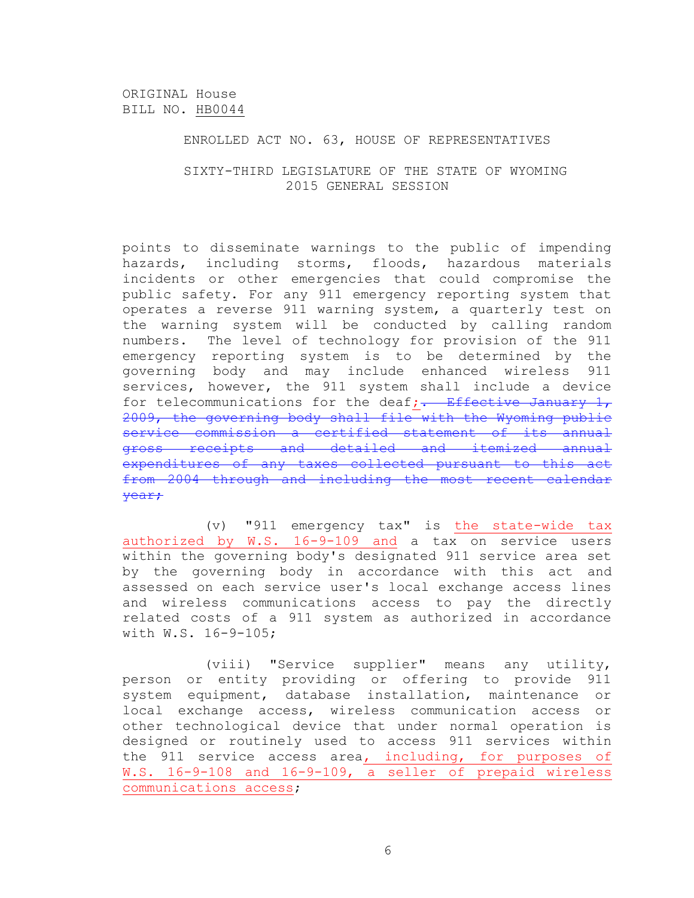ORIGINAL House
BILL NO. HB0044

ENROLLED ACT NO. 63, HOUSE OF REPRESENTATIVES

SIXTY-THIRD LEGISLATURE OF THE STATE OF WYOMING
2015 GENERAL SESSION

points to disseminate warnings to the public of impending hazards, including storms, floods, hazardous materials incidents or other emergencies that could compromise the public safety. For any 911 emergency reporting system that operates a reverse 911 warning system, a quarterly test on the warning system will be conducted by calling random numbers. The level of technology for provision of the 911 emergency reporting system is to be determined by the governing body and may include enhanced wireless 911 services, however, the 911 system shall include a device for telecommunications for the deaf<ins>;</ins>~~. Effective January 1, 2009, the governing body shall file with the Wyoming public service commission a certified statement of its annual gross receipts and detailed and itemized annual expenditures of any taxes collected pursuant to this act from 2004 through and including the most recent calendar year;~~

(v) "911 emergency tax" is <ins>the state-wide tax authorized by W.S. 16-9-109 and</ins> a tax on service users within the governing body's designated 911 service area set by the governing body in accordance with this act and assessed on each service user's local exchange access lines and wireless communications access to pay the directly related costs of a 911 system as authorized in accordance with W.S. 16-9-105;

(viii) "Service supplier" means any utility, person or entity providing or offering to provide 911 system equipment, database installation, maintenance or local exchange access, wireless communication access or other technological device that under normal operation is designed or routinely used to access 911 services within the 911 service access area<ins>, including, for purposes of W.S. 16-9-108 and 16-9-109, a seller of prepaid wireless communications access</ins>;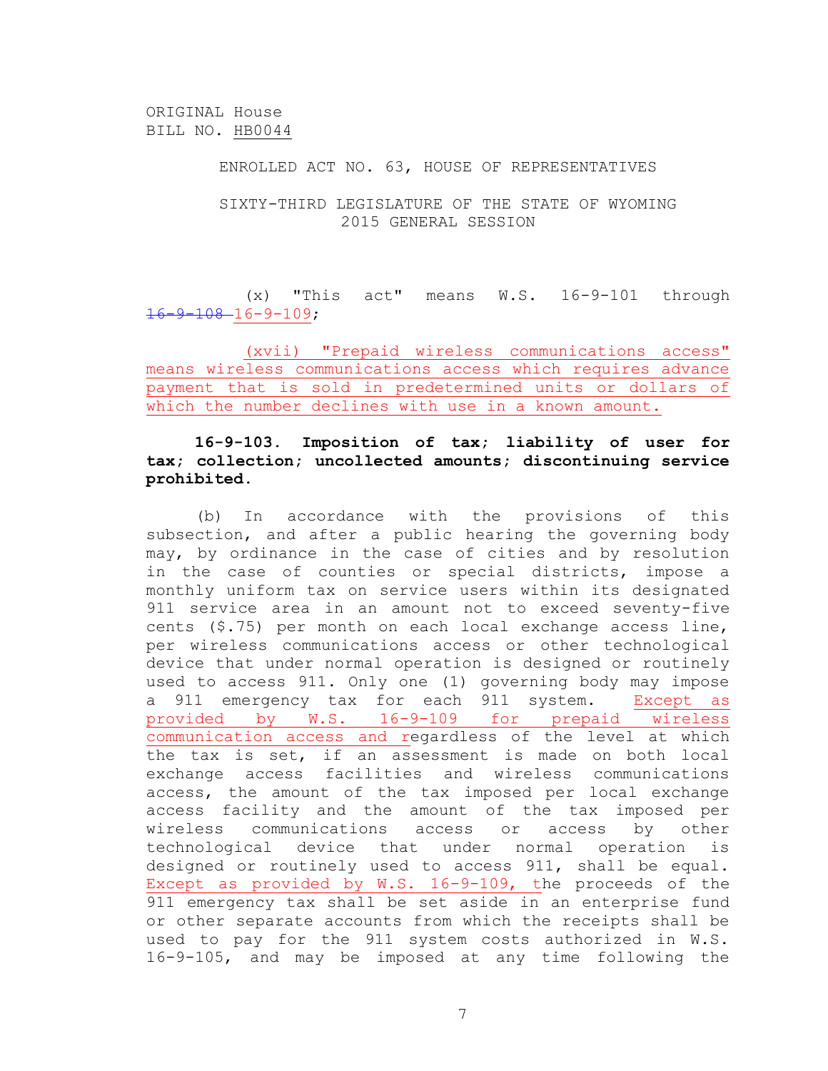ORIGINAL House
BILL NO. HB0044

ENROLLED ACT NO. 63, HOUSE OF REPRESENTATIVES

SIXTY-THIRD LEGISLATURE OF THE STATE OF WYOMING
2015 GENERAL SESSION

(x) "This act" means W.S. 16-9-101 through ~~16-9-108~~ 16-9-109;

(xvii) "Prepaid wireless communications access" means wireless communications access which requires advance payment that is sold in predetermined units or dollars of which the number declines with use in a known amount.

**16-9-103. Imposition of tax; liability of user for tax; collection; uncollected amounts; discontinuing service prohibited.**

(b) In accordance with the provisions of this subsection, and after a public hearing the governing body may, by ordinance in the case of cities and by resolution in the case of counties or special districts, impose a monthly uniform tax on service users within its designated 911 service area in an amount not to exceed seventy-five cents ($.75) per month on each local exchange access line, per wireless communications access or other technological device that under normal operation is designed or routinely used to access 911. Only one (1) governing body may impose a 911 emergency tax for each 911 system. Except as provided by W.S. 16-9-109 for prepaid wireless communication access and regardless of the level at which the tax is set, if an assessment is made on both local exchange access facilities and wireless communications access, the amount of the tax imposed per local exchange access facility and the amount of the tax imposed per wireless communications access or access by other technological device that under normal operation is designed or routinely used to access 911, shall be equal. Except as provided by W.S. 16-9-109, the proceeds of the 911 emergency tax shall be set aside in an enterprise fund or other separate accounts from which the receipts shall be used to pay for the 911 system costs authorized in W.S. 16-9-105, and may be imposed at any time following the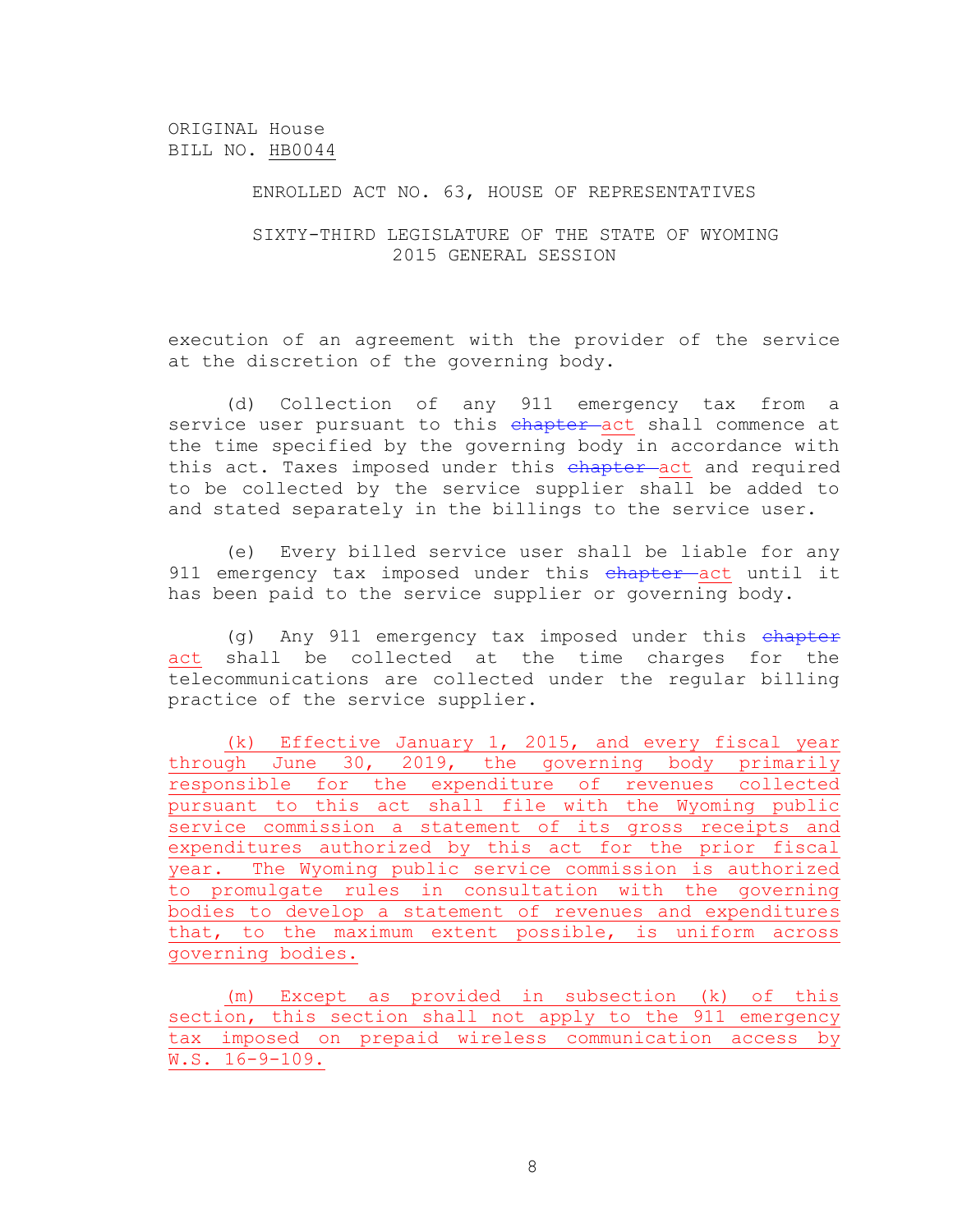ORIGINAL House
BILL NO. HB0044

ENROLLED ACT NO. 63, HOUSE OF REPRESENTATIVES

SIXTY-THIRD LEGISLATURE OF THE STATE OF WYOMING
2015 GENERAL SESSION

execution of an agreement with the provider of the service at the discretion of the governing body.

(d) Collection of any 911 emergency tax from a service user pursuant to this ~~chapter~~ act shall commence at the time specified by the governing body in accordance with this act. Taxes imposed under this ~~chapter~~ act and required to be collected by the service supplier shall be added to and stated separately in the billings to the service user.

(e) Every billed service user shall be liable for any 911 emergency tax imposed under this ~~chapter~~ act until it has been paid to the service supplier or governing body.

(g) Any 911 emergency tax imposed under this ~~chapter~~ act shall be collected at the time charges for the telecommunications are collected under the regular billing practice of the service supplier.

(k) Effective January 1, 2015, and every fiscal year through June 30, 2019, the governing body primarily responsible for the expenditure of revenues collected pursuant to this act shall file with the Wyoming public service commission a statement of its gross receipts and expenditures authorized by this act for the prior fiscal year. The Wyoming public service commission is authorized to promulgate rules in consultation with the governing bodies to develop a statement of revenues and expenditures that, to the maximum extent possible, is uniform across governing bodies.

(m) Except as provided in subsection (k) of this section, this section shall not apply to the 911 emergency tax imposed on prepaid wireless communication access by W.S. 16-9-109.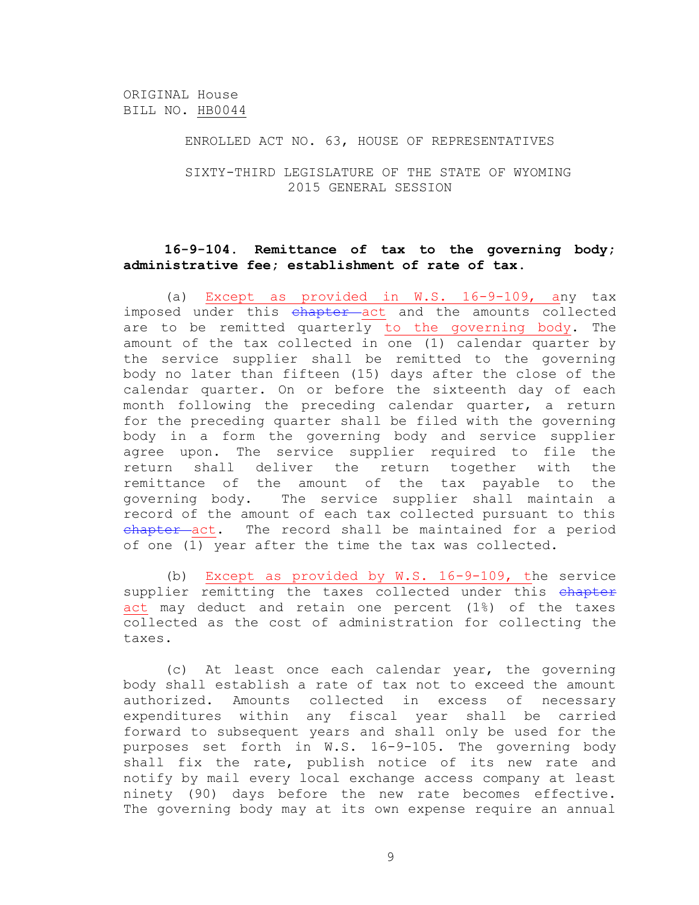ORIGINAL House
BILL NO. HB0044

ENROLLED ACT NO. 63, HOUSE OF REPRESENTATIVES

SIXTY-THIRD LEGISLATURE OF THE STATE OF WYOMING
2015 GENERAL SESSION

**16-9-104. Remittance of tax to the governing body; administrative fee; establishment of rate of tax.**

(a) Except as provided in W.S. 16-9-109, any tax imposed under this ~~chapter~~ act and the amounts collected are to be remitted quarterly to the governing body. The amount of the tax collected in one (1) calendar quarter by the service supplier shall be remitted to the governing body no later than fifteen (15) days after the close of the calendar quarter. On or before the sixteenth day of each month following the preceding calendar quarter, a return for the preceding quarter shall be filed with the governing body in a form the governing body and service supplier agree upon. The service supplier required to file the return shall deliver the return together with the remittance of the amount of the tax payable to the governing body. The service supplier shall maintain a record of the amount of each tax collected pursuant to this ~~chapter~~ act. The record shall be maintained for a period of one (1) year after the time the tax was collected.

(b) Except as provided by W.S. 16-9-109, the service supplier remitting the taxes collected under this ~~chapter~~ act may deduct and retain one percent (1%) of the taxes collected as the cost of administration for collecting the taxes.

(c) At least once each calendar year, the governing body shall establish a rate of tax not to exceed the amount authorized. Amounts collected in excess of necessary expenditures within any fiscal year shall be carried forward to subsequent years and shall only be used for the purposes set forth in W.S. 16-9-105. The governing body shall fix the rate, publish notice of its new rate and notify by mail every local exchange access company at least ninety (90) days before the new rate becomes effective. The governing body may at its own expense require an annual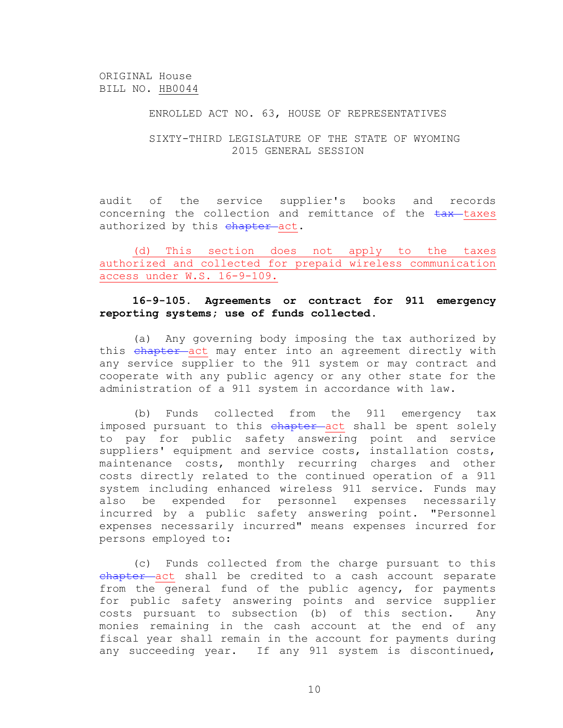audit of the service supplier's books and records concerning the collection and remittance of the ~~tax~~ <u>taxes</u> authorized by this ~~chapter~~ <u>act</u>.

<u>(d) This section does not apply to the taxes authorized and collected for prepaid wireless communication access under W.S. 16-9-109.</u>

**16-9-105. Agreements or contract for 911 emergency reporting systems; use of funds collected.**

(a) Any governing body imposing the tax authorized by this ~~chapter~~ <u>act</u> may enter into an agreement directly with any service supplier to the 911 system or may contract and cooperate with any public agency or any other state for the administration of a 911 system in accordance with law.

(b) Funds collected from the 911 emergency tax imposed pursuant to this ~~chapter~~ <u>act</u> shall be spent solely to pay for public safety answering point and service suppliers' equipment and service costs, installation costs, maintenance costs, monthly recurring charges and other costs directly related to the continued operation of a 911 system including enhanced wireless 911 service. Funds may also be expended for personnel expenses necessarily incurred by a public safety answering point. "Personnel expenses necessarily incurred" means expenses incurred for persons employed to:

(c) Funds collected from the charge pursuant to this ~~chapter~~ <u>act</u> shall be credited to a cash account separate from the general fund of the public agency, for payments for public safety answering points and service supplier costs pursuant to subsection (b) of this section. Any monies remaining in the cash account at the end of any fiscal year shall remain in the account for payments during any succeeding year. If any 911 system is discontinued,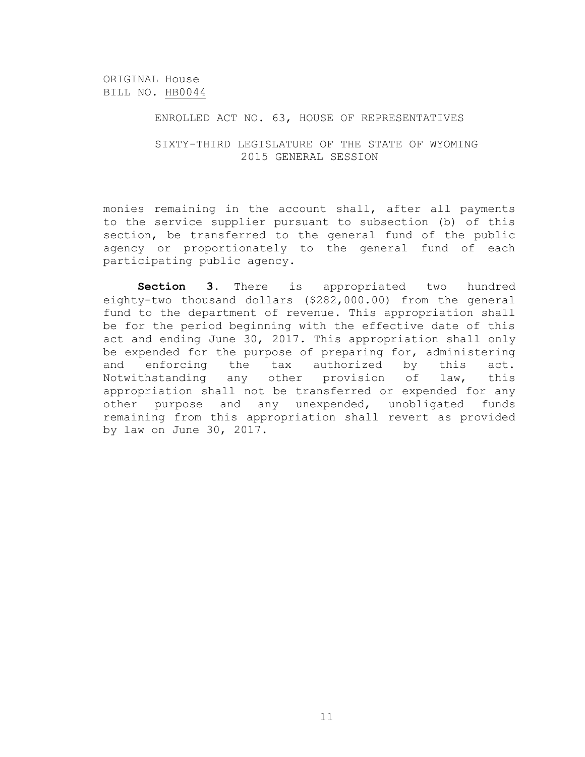ORIGINAL House
BILL NO. HB0044

ENROLLED ACT NO. 63, HOUSE OF REPRESENTATIVES

SIXTY-THIRD LEGISLATURE OF THE STATE OF WYOMING
2015 GENERAL SESSION

monies remaining in the account shall, after all payments to the service supplier pursuant to subsection (b) of this section, be transferred to the general fund of the public agency or proportionately to the general fund of each participating public agency.

**Section 3**. There is appropriated two hundred eighty-two thousand dollars ($282,000.00) from the general fund to the department of revenue. This appropriation shall be for the period beginning with the effective date of this act and ending June 30, 2017. This appropriation shall only be expended for the purpose of preparing for, administering and enforcing the tax authorized by this act. Notwithstanding any other provision of law, this appropriation shall not be transferred or expended for any other purpose and any unexpended, unobligated funds remaining from this appropriation shall revert as provided by law on June 30, 2017.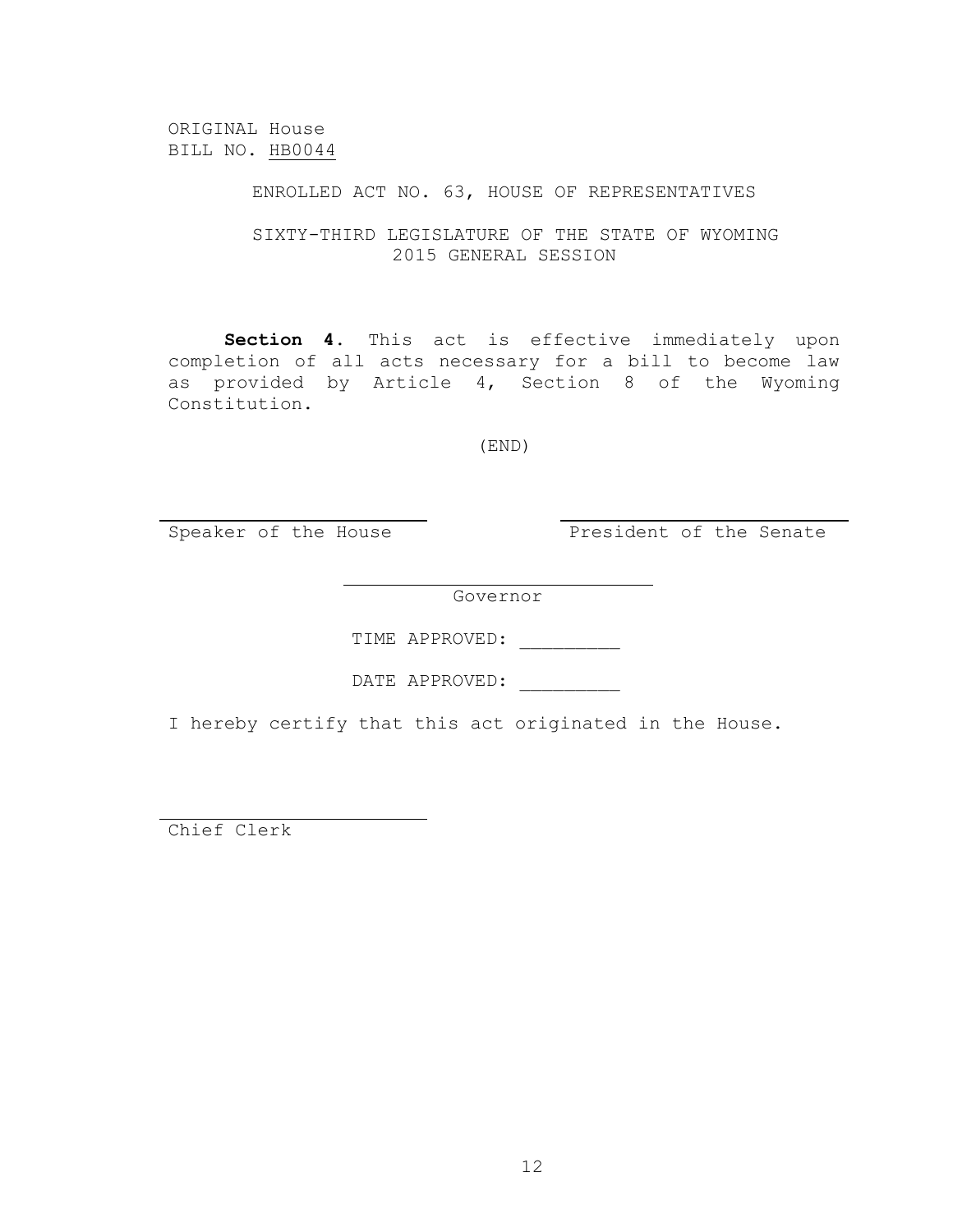ORIGINAL House
BILL NO. HB0044

ENROLLED ACT NO. 63, HOUSE OF REPRESENTATIVES

SIXTY-THIRD LEGISLATURE OF THE STATE OF WYOMING
2015 GENERAL SESSION

**Section 4**. This act is effective immediately upon completion of all acts necessary for a bill to become law as provided by Article 4, Section 8 of the Wyoming Constitution.

(END)

Speaker of the House

President of the Senate

Governor

TIME APPROVED: _________

DATE APPROVED: _________

I hereby certify that this act originated in the House.

Chief Clerk